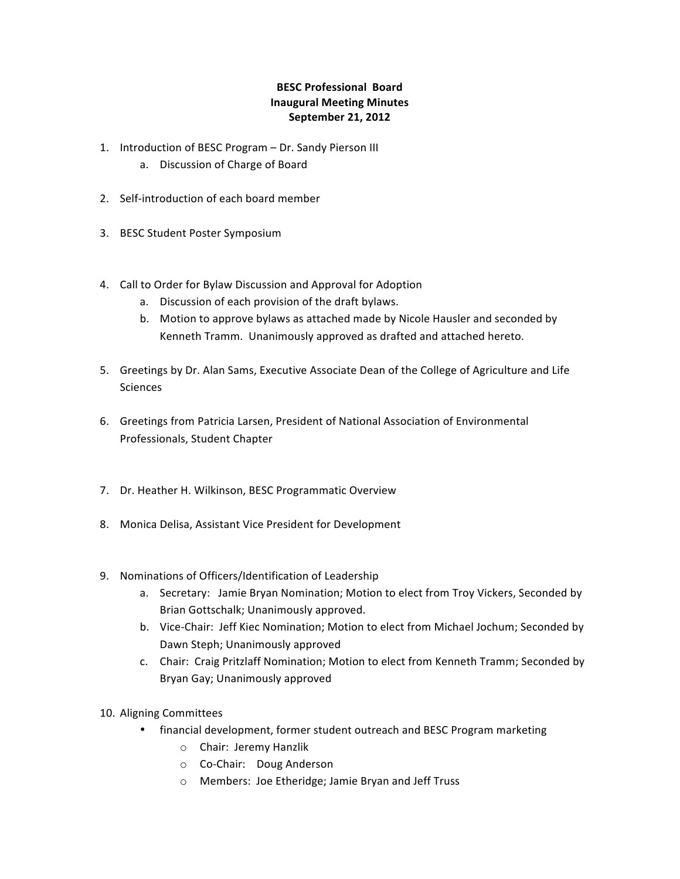**BESC Professional Board**
**Inaugural Meeting Minutes**
**September 21, 2012**

1. Introduction of BESC Program – Dr. Sandy Pierson III
    a. Discussion of Charge of Board

2. Self-introduction of each board member

3. BESC Student Poster Symposium

4. Call to Order for Bylaw Discussion and Approval for Adoption
    a. Discussion of each provision of the draft bylaws.
    b. Motion to approve bylaws as attached made by Nicole Hausler and seconded by Kenneth Tramm. Unanimously approved as drafted and attached hereto.

5. Greetings by Dr. Alan Sams, Executive Associate Dean of the College of Agriculture and Life Sciences

6. Greetings from Patricia Larsen, President of National Association of Environmental Professionals, Student Chapter

7. Dr. Heather H. Wilkinson, BESC Programmatic Overview

8. Monica Delisa, Assistant Vice President for Development

9. Nominations of Officers/Identification of Leadership
    a. Secretary: Jamie Bryan Nomination; Motion to elect from Troy Vickers, Seconded by Brian Gottschalk; Unanimously approved.
    b. Vice-Chair: Jeff Kiec Nomination; Motion to elect from Michael Jochum; Seconded by Dawn Steph; Unanimously approved
    c. Chair: Craig Pritzlaff Nomination; Motion to elect from Kenneth Tramm; Seconded by Bryan Gay; Unanimously approved

10. Aligning Committees
    - financial development, former student outreach and BESC Program marketing
        - Chair: Jeremy Hanzlik
        - Co-Chair: Doug Anderson
        - Members: Joe Etheridge; Jamie Bryan and Jeff Truss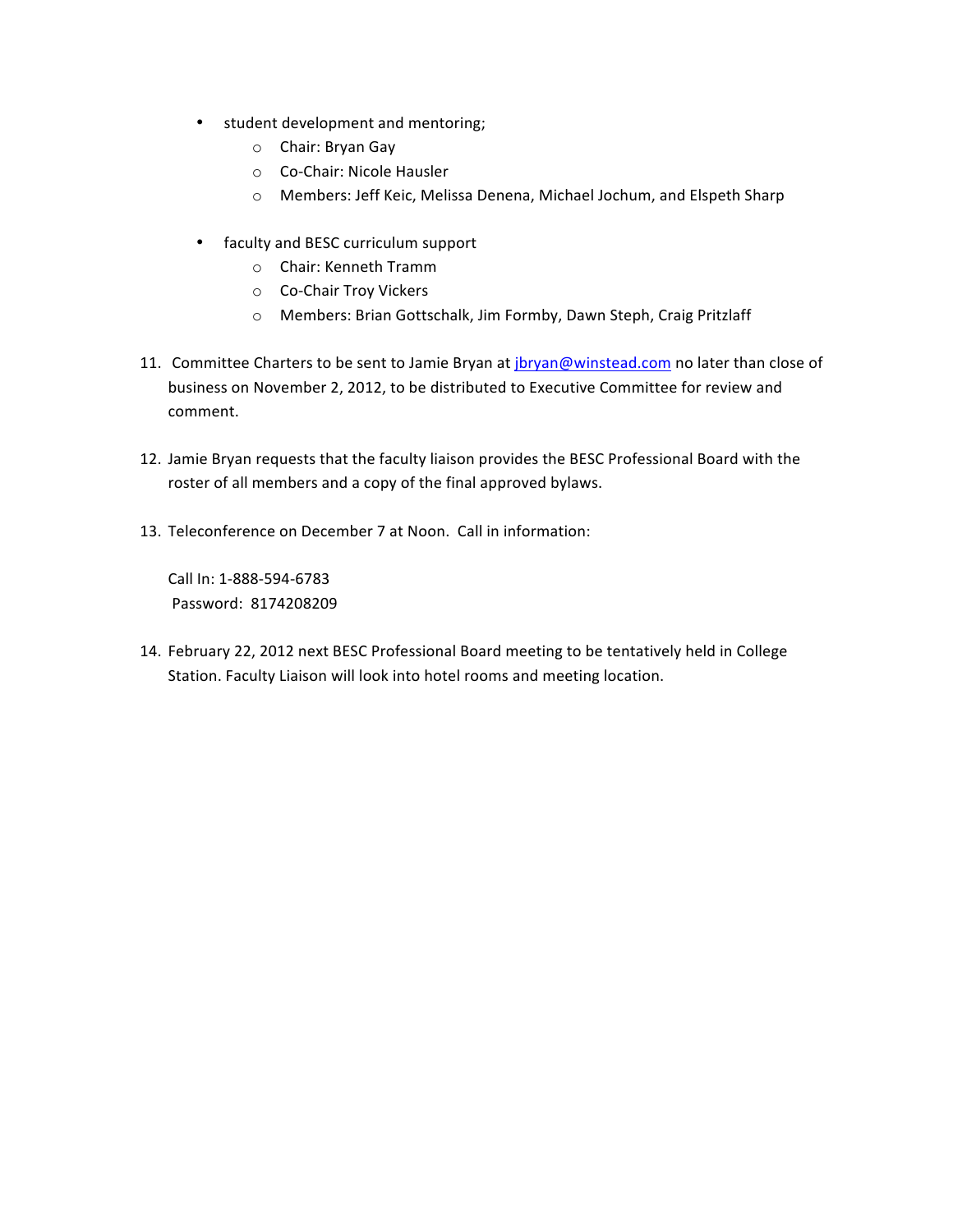- student development and mentoring;
  - Chair: Bryan Gay
  - Co-Chair: Nicole Hausler
  - Members: Jeff Keic, Melissa Denena, Michael Jochum, and Elspeth Sharp

- faculty and BESC curriculum support
  - Chair: Kenneth Tramm
  - Co-Chair Troy Vickers
  - Members: Brian Gottschalk, Jim Formby, Dawn Steph, Craig Pritzlaff

11. Committee Charters to be sent to Jamie Bryan at jbryan@winstead.com no later than close of business on November 2, 2012, to be distributed to Executive Committee for review and comment.

12. Jamie Bryan requests that the faculty liaison provides the BESC Professional Board with the roster of all members and a copy of the final approved bylaws.

13. Teleconference on December 7 at Noon. Call in information:

    Call In: 1-888-594-6783
    Password: 8174208209

14. February 22, 2012 next BESC Professional Board meeting to be tentatively held in College Station. Faculty Liaison will look into hotel rooms and meeting location.